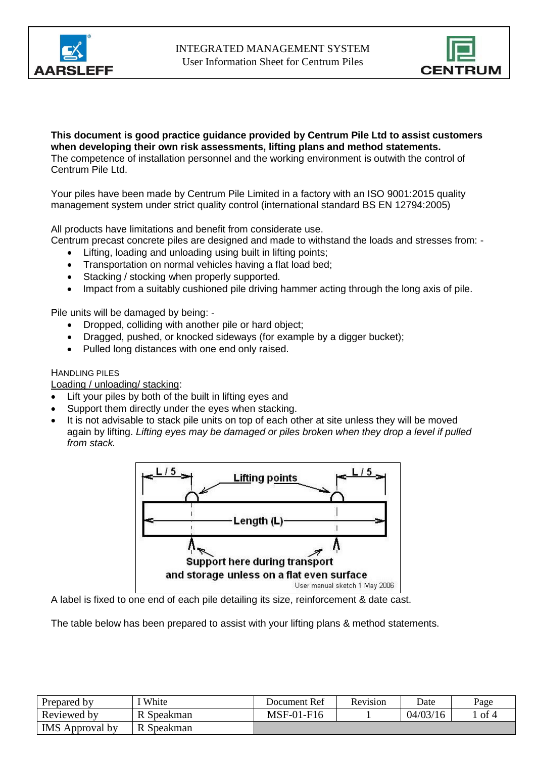**This document is good practice guidance provided by Centrum Pile Ltd to assist customers when developing their own risk assessments, lifting plans and method statements.**
The competence of installation personnel and the working environment is outwith the control of Centrum Pile Ltd.

Your piles have been made by Centrum Pile Limited in a factory with an ISO 9001:2015 quality management system under strict quality control (international standard BS EN 12794:2005)

All products have limitations and benefit from considerate use.
Centrum precast concrete piles are designed and made to withstand the loads and stresses from: -

- Lifting, loading and unloading using built in lifting points;
- Transportation on normal vehicles having a flat load bed;
- Stacking / stocking when properly supported.
- Impact from a suitably cushioned pile driving hammer acting through the long axis of pile.

Pile units will be damaged by being: -

- Dropped, colliding with another pile or hard object;
- Dragged, pushed, or knocked sideways (for example by a digger bucket);
- Pulled long distances with one end only raised.

HANDLING PILES

Loading / unloading/ stacking:

- Lift your piles by both of the built in lifting eyes and
- Support them directly under the eyes when stacking.
- It is not advisable to stack pile units on top of each other at site unless they will be moved again by lifting. *Lifting eyes may be damaged or piles broken when they drop a level if pulled from stack.*

L / 5 — Lifting points — L / 5

Length (L)

Support here during transport and storage unless on a flat even surface

User manual sketch 1 May 2006

A label is fixed to one end of each pile detailing its size, reinforcement & date cast.

The table below has been prepared to assist with your lifting plans & method statements.

| Prepared by | I White | Document Ref | Revision | Date | Page |
|---|---|---|---|---|---|
| Reviewed by | R Speakman | MSF-01-F16 | 1 | 04/03/16 | 1 of 4 |
| IMS Approval by | R Speakman | | | | |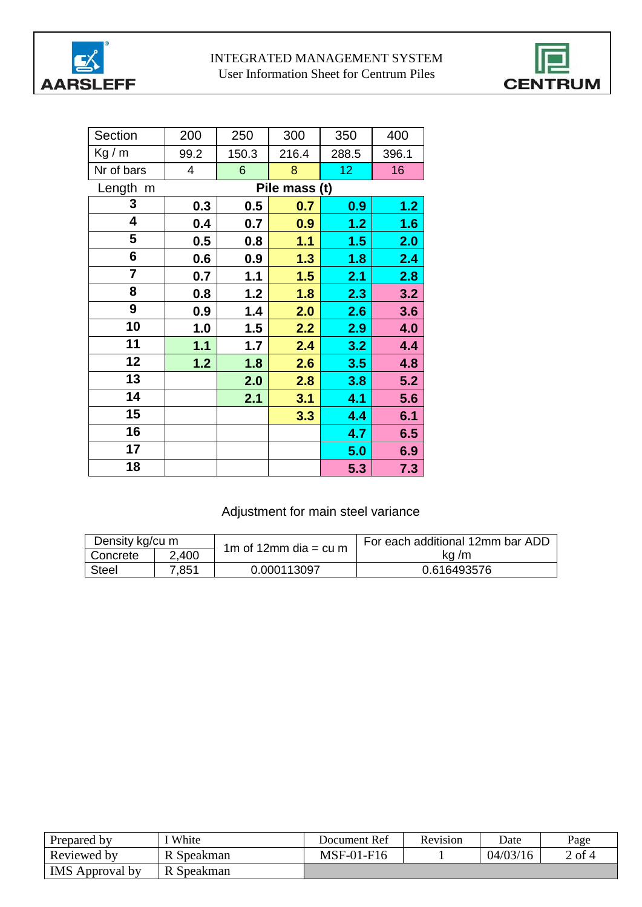INTEGRATED MANAGEMENT SYSTEM
User Information Sheet for Centrum Piles

| Section | 200 | 250 | 300 | 350 | 400 |
|---|---|---|---|---|---|
| Kg / m | 99.2 | 150.3 | 216.4 | 288.5 | 396.1 |
| Nr of bars | 4 | 6 | 8 | 12 | 16 |
| **Length m** | **Pile mass (t)** | | | | |
| **3** | **0.3** | **0.5** | **0.7** | **0.9** | **1.2** |
| **4** | **0.4** | **0.7** | **0.9** | **1.2** | **1.6** |
| **5** | **0.5** | **0.8** | **1.1** | **1.5** | **2.0** |
| **6** | **0.6** | **0.9** | **1.3** | **1.8** | **2.4** |
| **7** | **0.7** | **1.1** | **1.5** | **2.1** | **2.8** |
| **8** | **0.8** | **1.2** | **1.8** | **2.3** | **3.2** |
| **9** | **0.9** | **1.4** | **2.0** | **2.6** | **3.6** |
| **10** | **1.0** | **1.5** | **2.2** | **2.9** | **4.0** |
| **11** | **1.1** | **1.7** | **2.4** | **3.2** | **4.4** |
| **12** | **1.2** | **1.8** | **2.6** | **3.5** | **4.8** |
| **13** | | **2.0** | **2.8** | **3.8** | **5.2** |
| **14** | | **2.1** | **3.1** | **4.1** | **5.6** |
| **15** | | | **3.3** | **4.4** | **6.1** |
| **16** | | | | **4.7** | **6.5** |
| **17** | | | | **5.0** | **6.9** |
| **18** | | | | **5.3** | **7.3** |

Adjustment for main steel variance

| Density kg/cu m | | 1m of 12mm dia = cu m | For each additional 12mm bar ADD kg /m |
|---|---|---|---|
| Concrete | 2,400 | | |
| Steel | 7,851 | 0.000113097 | 0.616493576 |

| Prepared by | I White | Document Ref | Revision | Date | Page |
|---|---|---|---|---|---|
| Reviewed by | R Speakman | MSF-01-F16 | 1 | 04/03/16 | 2 of 4 |
| IMS Approval by | R Speakman | | | | |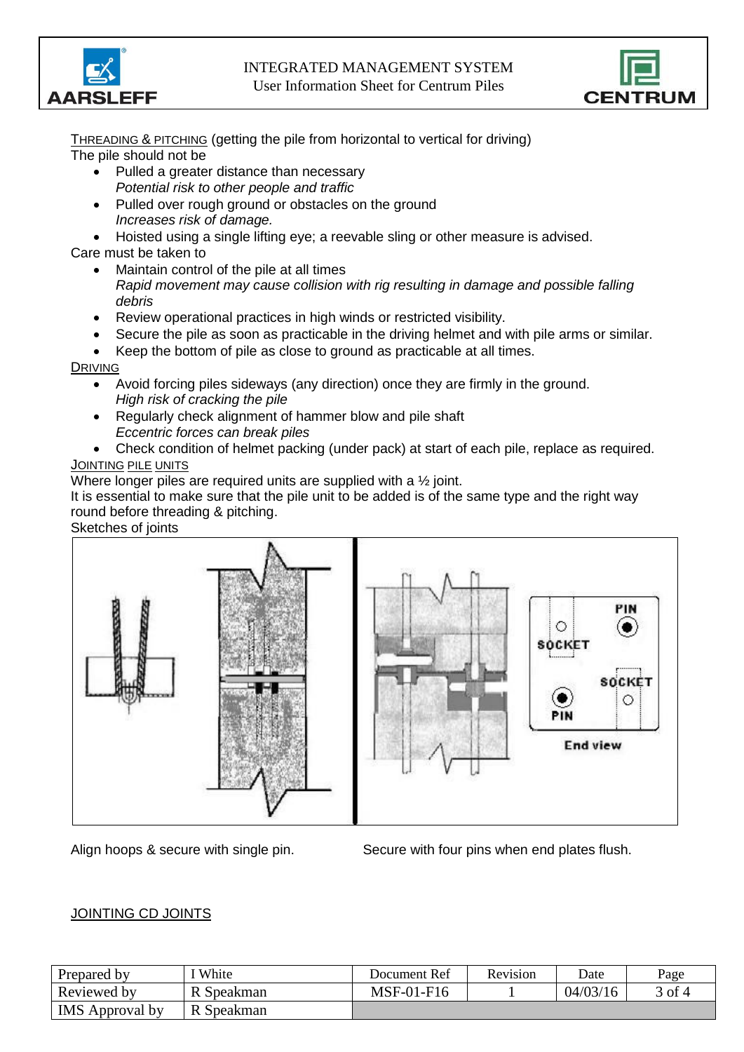<u>THREADING & PITCHING</u> (getting the pile from horizontal to vertical for driving)

The pile should not be

- Pulled a greater distance than necessary
  *Potential risk to other people and traffic*
- Pulled over rough ground or obstacles on the ground
  *Increases risk of damage.*
- Hoisted using a single lifting eye; a reevable sling or other measure is advised.

Care must be taken to

- Maintain control of the pile at all times
  *Rapid movement may cause collision with rig resulting in damage and possible falling debris*
- Review operational practices in high winds or restricted visibility.
- Secure the pile as soon as practicable in the driving helmet and with pile arms or similar.
- Keep the bottom of pile as close to ground as practicable at all times.

<u>DRIVING</u>

- Avoid forcing piles sideways (any direction) once they are firmly in the ground.
  *High risk of cracking the pile*
- Regularly check alignment of hammer blow and pile shaft
  *Eccentric forces can break piles*
- Check condition of helmet packing (under pack) at start of each pile, replace as required.

<u>JOINTING PILE UNITS</u>

Where longer piles are required units are supplied with a ½ joint.

It is essential to make sure that the pile unit to be added is of the same type and the right way round before threading & pitching.

Sketches of joints

Align hoops & secure with single pin.

Secure with four pins when end plates flush.

<u>JOINTING CD JOINTS</u>

| Prepared by | I White | Document Ref | Revision | Date | Page |
|---|---|---|---|---|---|
| Reviewed by | R Speakman | MSF-01-F16 | 1 | 04/03/16 | 3 of 4 |
| IMS Approval by | R Speakman | | | | |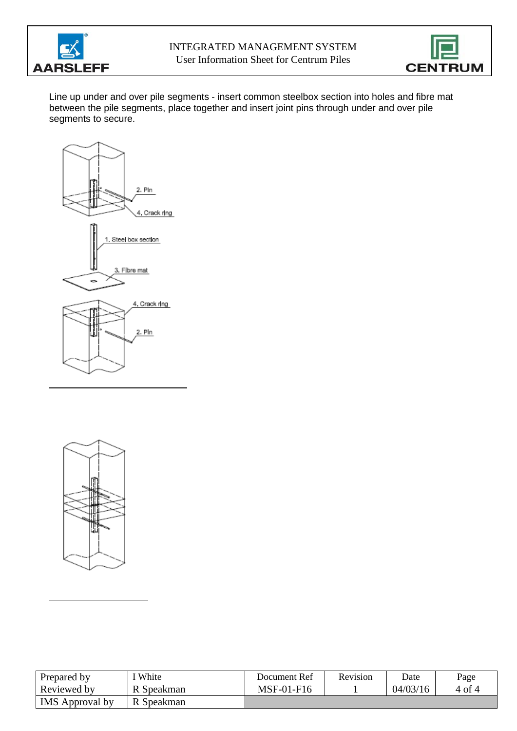Line up under and over pile segments - insert common steelbox section into holes and fibre mat between the pile segments, place together and insert joint pins through under and over pile segments to secure.

2. Pin

4. Crack ring

1. Steel box section

3. Fibre mat

4. Crack ring

2. Pin